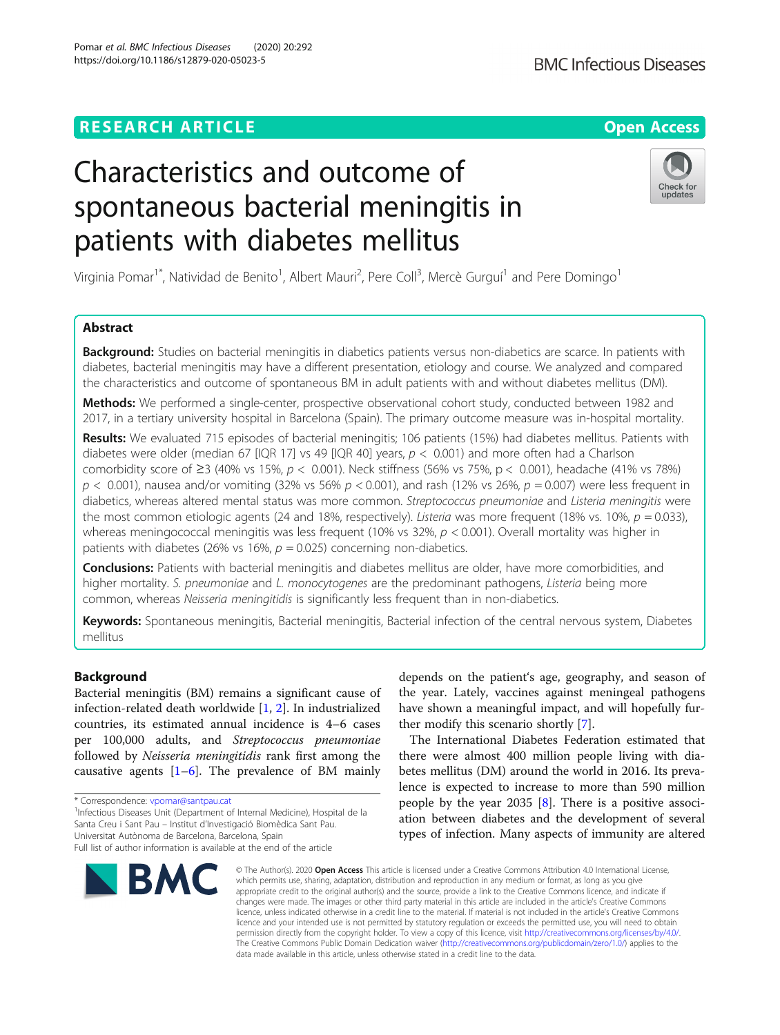RESEARCH ARTICLE

Open Access

# Characteristics and outcome of spontaneous bacterial meningitis in patients with diabetes mellitus

Virginia Pomar[1*], Natividad de Benito[1], Albert Mauri[2], Pere Coll[3], Mercè Gurguí[1] and Pere Domingo[1]

## Abstract

**Background:** Studies on bacterial meningitis in diabetics patients versus non-diabetics are scarce. In patients with diabetes, bacterial meningitis may have a different presentation, etiology and course. We analyzed and compared the characteristics and outcome of spontaneous BM in adult patients with and without diabetes mellitus (DM).

**Methods:** We performed a single-center, prospective observational cohort study, conducted between 1982 and 2017, in a tertiary university hospital in Barcelona (Spain). The primary outcome measure was in-hospital mortality.

**Results:** We evaluated 715 episodes of bacterial meningitis; 106 patients (15%) had diabetes mellitus. Patients with diabetes were older (median 67 [IQR 17] vs 49 [IQR 40] years, $p < 0.001$) and more often had a Charlson comorbidity score of ≥3 (40% vs 15%, $p < 0.001$). Neck stiffness (56% vs 75%, $p < 0.001$), headache (41% vs 78%) $p < 0.001$), nausea and/or vomiting (32% vs 56% $p < 0.001$), and rash (12% vs 26%, $p = 0.007$) were less frequent in diabetics, whereas altered mental status was more common. *Streptococcus pneumoniae* and *Listeria meningitis* were the most common etiologic agents (24 and 18%, respectively). *Listeria* was more frequent (18% vs. 10%, $p = 0.033$), whereas meningococcal meningitis was less frequent (10% vs 32%, $p < 0.001$). Overall mortality was higher in patients with diabetes (26% vs 16%, $p = 0.025$) concerning non-diabetics.

**Conclusions:** Patients with bacterial meningitis and diabetes mellitus are older, have more comorbidities, and higher mortality. *S. pneumoniae* and *L. monocytogenes* are the predominant pathogens, *Listeria* being more common, whereas *Neisseria meningitidis* is significantly less frequent than in non-diabetics.

**Keywords:** Spontaneous meningitis, Bacterial meningitis, Bacterial infection of the central nervous system, Diabetes mellitus

## Background

Bacterial meningitis (BM) remains a significant cause of infection-related death worldwide [1, 2]. In industrialized countries, its estimated annual incidence is 4–6 cases per 100,000 adults, and *Streptococcus pneumoniae* followed by *Neisseria meningitidis* rank first among the causative agents [1–6]. The prevalence of BM mainly depends on the patient's age, geography, and season of the year. Lately, vaccines against meningeal pathogens have shown a meaningful impact, and will hopefully further modify this scenario shortly [7].

The International Diabetes Federation estimated that there were almost 400 million people living with diabetes mellitus (DM) around the world in 2016. Its prevalence is expected to increase to more than 590 million people by the year 2035 [8]. There is a positive association between diabetes and the development of several types of infection. Many aspects of immunity are altered

\* Correspondence: vpomar@santpau.cat

[1]Infectious Diseases Unit (Department of Internal Medicine), Hospital de la Santa Creu i Sant Pau – Institut d'Investigació Biomèdica Sant Pau. Universitat Autònoma de Barcelona, Barcelona, Spain

Full list of author information is available at the end of the article

© The Author(s). 2020 **Open Access** This article is licensed under a Creative Commons Attribution 4.0 International License, which permits use, sharing, adaptation, distribution and reproduction in any medium or format, as long as you give appropriate credit to the original author(s) and the source, provide a link to the Creative Commons licence, and indicate if changes were made. The images or other third party material in this article are included in the article's Creative Commons licence, unless indicated otherwise in a credit line to the material. If material is not included in the article's Creative Commons licence and your intended use is not permitted by statutory regulation or exceeds the permitted use, you will need to obtain permission directly from the copyright holder. To view a copy of this licence, visit http://creativecommons.org/licenses/by/4.0/. The Creative Commons Public Domain Dedication waiver (http://creativecommons.org/publicdomain/zero/1.0/) applies to the data made available in this article, unless otherwise stated in a credit line to the data.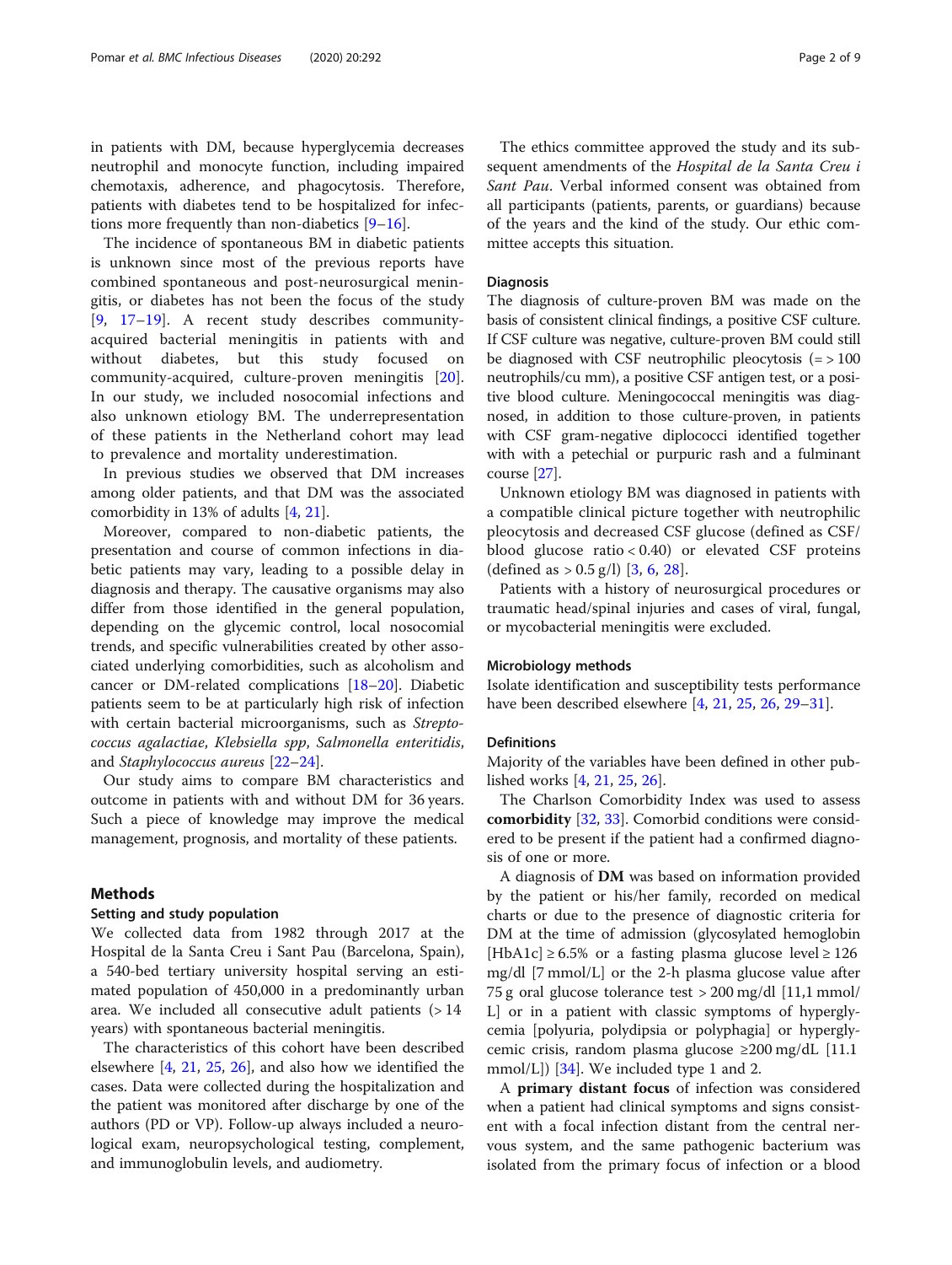in patients with DM, because hyperglycemia decreases neutrophil and monocyte function, including impaired chemotaxis, adherence, and phagocytosis. Therefore, patients with diabetes tend to be hospitalized for infections more frequently than non-diabetics [9–16].

The incidence of spontaneous BM in diabetic patients is unknown since most of the previous reports have combined spontaneous and post-neurosurgical meningitis, or diabetes has not been the focus of the study [9, 17–19]. A recent study describes community-acquired bacterial meningitis in patients with and without diabetes, but this study focused on community-acquired, culture-proven meningitis [20]. In our study, we included nosocomial infections and also unknown etiology BM. The underrepresentation of these patients in the Netherland cohort may lead to prevalence and mortality underestimation.

In previous studies we observed that DM increases among older patients, and that DM was the associated comorbidity in 13% of adults [4, 21].

Moreover, compared to non-diabetic patients, the presentation and course of common infections in diabetic patients may vary, leading to a possible delay in diagnosis and therapy. The causative organisms may also differ from those identified in the general population, depending on the glycemic control, local nosocomial trends, and specific vulnerabilities created by other associated underlying comorbidities, such as alcoholism and cancer or DM-related complications [18–20]. Diabetic patients seem to be at particularly high risk of infection with certain bacterial microorganisms, such as *Streptococcus agalactiae*, *Klebsiella spp*, *Salmonella enteritidis*, and *Staphylococcus aureus* [22–24].

Our study aims to compare BM characteristics and outcome in patients with and without DM for 36 years. Such a piece of knowledge may improve the medical management, prognosis, and mortality of these patients.

## Methods

### Setting and study population

We collected data from 1982 through 2017 at the Hospital de la Santa Creu i Sant Pau (Barcelona, Spain), a 540-bed tertiary university hospital serving an estimated population of 450,000 in a predominantly urban area. We included all consecutive adult patients (> 14 years) with spontaneous bacterial meningitis.

The characteristics of this cohort have been described elsewhere [4, 21, 25, 26], and also how we identified the cases. Data were collected during the hospitalization and the patient was monitored after discharge by one of the authors (PD or VP). Follow-up always included a neurological exam, neuropsychological testing, complement, and immunoglobulin levels, and audiometry.

The ethics committee approved the study and its subsequent amendments of the *Hospital de la Santa Creu i Sant Pau*. Verbal informed consent was obtained from all participants (patients, parents, or guardians) because of the years and the kind of the study. Our ethic committee accepts this situation.

### Diagnosis

The diagnosis of culture-proven BM was made on the basis of consistent clinical findings, a positive CSF culture. If CSF culture was negative, culture-proven BM could still be diagnosed with CSF neutrophilic pleocytosis (= > 100 neutrophils/cu mm), a positive CSF antigen test, or a positive blood culture. Meningococcal meningitis was diagnosed, in addition to those culture-proven, in patients with CSF gram-negative diplococci identified together with with a petechial or purpuric rash and a fulminant course [27].

Unknown etiology BM was diagnosed in patients with a compatible clinical picture together with neutrophilic pleocytosis and decreased CSF glucose (defined as CSF/blood glucose ratio < 0.40) or elevated CSF proteins (defined as > 0.5 g/l) [3, 6, 28].

Patients with a history of neurosurgical procedures or traumatic head/spinal injuries and cases of viral, fungal, or mycobacterial meningitis were excluded.

### Microbiology methods

Isolate identification and susceptibility tests performance have been described elsewhere [4, 21, 25, 26, 29–31].

### Definitions

Majority of the variables have been defined in other published works [4, 21, 25, 26].

The Charlson Comorbidity Index was used to assess **comorbidity** [32, 33]. Comorbid conditions were considered to be present if the patient had a confirmed diagnosis of one or more.

A diagnosis of **DM** was based on information provided by the patient or his/her family, recorded on medical charts or due to the presence of diagnostic criteria for DM at the time of admission (glycosylated hemoglobin [HbA1c] ≥ 6.5% or a fasting plasma glucose level ≥ 126 mg/dl [7 mmol/L] or the 2-h plasma glucose value after 75 g oral glucose tolerance test > 200 mg/dl [11,1 mmol/L] or in a patient with classic symptoms of hyperglycemia [polyuria, polydipsia or polyphagia] or hyperglycemic crisis, random plasma glucose ≥200 mg/dL [11.1 mmol/L]) [34]. We included type 1 and 2.

A **primary distant focus** of infection was considered when a patient had clinical symptoms and signs consistent with a focal infection distant from the central nervous system, and the same pathogenic bacterium was isolated from the primary focus of infection or a blood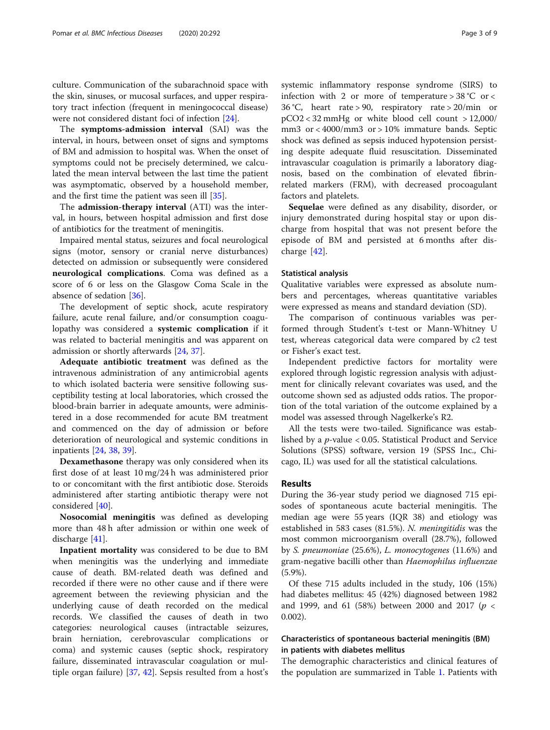culture. Communication of the subarachnoid space with the skin, sinuses, or mucosal surfaces, and upper respiratory tract infection (frequent in meningococcal disease) were not considered distant foci of infection [24].

The **symptoms-admission interval** (SAI) was the interval, in hours, between onset of signs and symptoms of BM and admission to hospital was. When the onset of symptoms could not be precisely determined, we calculated the mean interval between the last time the patient was asymptomatic, observed by a household member, and the first time the patient was seen ill [35].

The **admission-therapy interval** (ATI) was the interval, in hours, between hospital admission and first dose of antibiotics for the treatment of meningitis.

Impaired mental status, seizures and focal neurological signs (motor, sensory or cranial nerve disturbances) detected on admission or subsequently were considered **neurological complications**. Coma was defined as a score of 6 or less on the Glasgow Coma Scale in the absence of sedation [36].

The development of septic shock, acute respiratory failure, acute renal failure, and/or consumption coagulopathy was considered a **systemic complication** if it was related to bacterial meningitis and was apparent on admission or shortly afterwards [24, 37].

**Adequate antibiotic treatment** was defined as the intravenous administration of any antimicrobial agents to which isolated bacteria were sensitive following susceptibility testing at local laboratories, which crossed the blood-brain barrier in adequate amounts, were administered in a dose recommended for acute BM treatment and commenced on the day of admission or before deterioration of neurological and systemic conditions in inpatients [24, 38, 39].

**Dexamethasone** therapy was only considered when its first dose of at least 10 mg/24 h was administered prior to or concomitant with the first antibiotic dose. Steroids administered after starting antibiotic therapy were not considered [40].

**Nosocomial meningitis** was defined as developing more than 48 h after admission or within one week of discharge [41].

**Inpatient mortality** was considered to be due to BM when meningitis was the underlying and immediate cause of death. BM-related death was defined and recorded if there were no other cause and if there were agreement between the reviewing physician and the underlying cause of death recorded on the medical records. We classified the causes of death in two categories: neurological causes (intractable seizures, brain herniation, cerebrovascular complications or coma) and systemic causes (septic shock, respiratory failure, disseminated intravascular coagulation or multiple organ failure) [37, 42]. Sepsis resulted from a host's systemic inflammatory response syndrome (SIRS) to infection with 2 or more of temperature > 38 °C or < 36 °C, heart rate > 90, respiratory rate > 20/min or $pCO_2$ < 32 mmHg or white blood cell count > 12,000/mm3 or < 4000/mm3 or > 10% immature bands. Septic shock was defined as sepsis induced hypotension persisting despite adequate fluid resuscitation. Disseminated intravascular coagulation is primarily a laboratory diagnosis, based on the combination of elevated fibrin-related markers (FRM), with decreased procoagulant factors and platelets.

**Sequelae** were defined as any disability, disorder, or injury demonstrated during hospital stay or upon discharge from hospital that was not present before the episode of BM and persisted at 6 months after discharge [42].

### Statistical analysis

Qualitative variables were expressed as absolute numbers and percentages, whereas quantitative variables were expressed as means and standard deviation (SD).

The comparison of continuous variables was performed through Student's t-test or Mann-Whitney U test, whereas categorical data were compared by c2 test or Fisher's exact test.

Independent predictive factors for mortality were explored through logistic regression analysis with adjustment for clinically relevant covariates was used, and the outcome shown sed as adjusted odds ratios. The proportion of the total variation of the outcome explained by a model was assessed through Nagelkerke's R2.

All the tests were two-tailed. Significance was established by a *p*-value < 0.05. Statistical Product and Service Solutions (SPSS) software, version 19 (SPSS Inc., Chicago, IL) was used for all the statistical calculations.

## Results

During the 36-year study period we diagnosed 715 episodes of spontaneous acute bacterial meningitis. The median age were 55 years (IQR 38) and etiology was established in 583 cases (81.5%). *N. meningitidis* was the most common microorganism overall (28.7%), followed by *S. pneumoniae* (25.6%), *L. monocytogenes* (11.6%) and gram-negative bacilli other than *Haemophilus influenzae* (5.9%).

Of these 715 adults included in the study, 106 (15%) had diabetes mellitus: 45 (42%) diagnosed between 1982 and 1999, and 61 (58%) between 2000 and 2017 ($p <$ 0.002).

### Characteristics of spontaneous bacterial meningitis (BM) in patients with diabetes mellitus

The demographic characteristics and clinical features of the population are summarized in Table 1. Patients with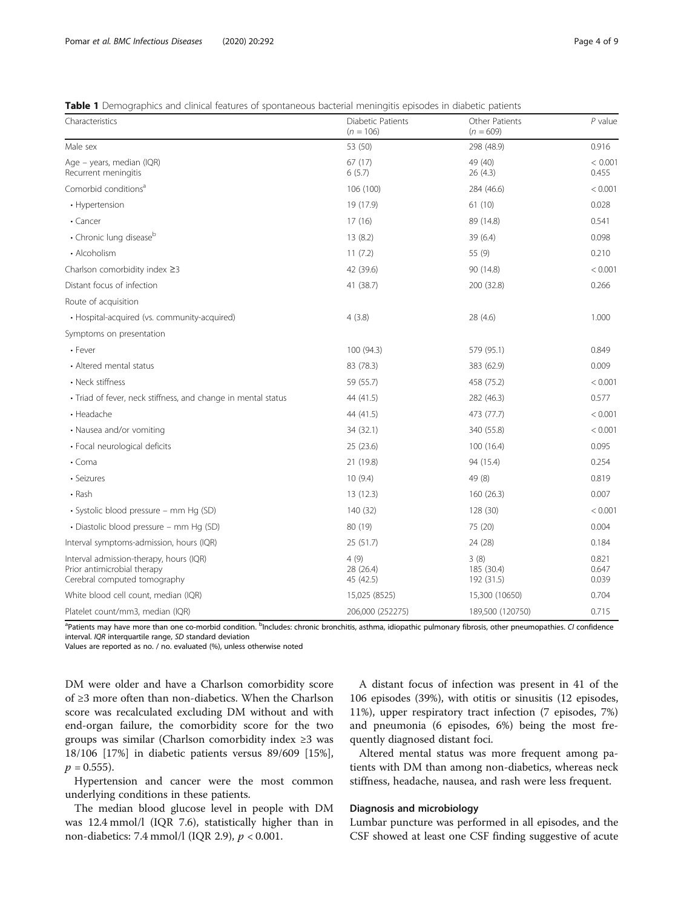**Table 1** Demographics and clinical features of spontaneous bacterial meningitis episodes in diabetic patients

| Characteristics | Diabetic Patients ($n = 106$) | Other Patients ($n = 609$) | $P$ value |
|---|---|---|---|
| Male sex | 53 (50) | 298 (48.9) | 0.916 |
| Age – years, median (IQR) | 67 (17) | 49 (40) | < 0.001 |
| Recurrent meningitis | 6 (5.7) | 26 (4.3) | 0.455 |
| Comorbid conditions[a] | 106 (100) | 284 (46.6) | < 0.001 |
| • Hypertension | 19 (17.9) | 61 (10) | 0.028 |
| • Cancer | 17 (16) | 89 (14.8) | 0.541 |
| • Chronic lung disease[b] | 13 (8.2) | 39 (6.4) | 0.098 |
| • Alcoholism | 11 (7.2) | 55 (9) | 0.210 |
| Charlson comorbidity index ≥3 | 42 (39.6) | 90 (14.8) | < 0.001 |
| Distant focus of infection | 41 (38.7) | 200 (32.8) | 0.266 |
| Route of acquisition | | | |
| • Hospital-acquired (vs. community-acquired) | 4 (3.8) | 28 (4.6) | 1.000 |
| Symptoms on presentation | | | |
| • Fever | 100 (94.3) | 579 (95.1) | 0.849 |
| • Altered mental status | 83 (78.3) | 383 (62.9) | 0.009 |
| • Neck stiffness | 59 (55.7) | 458 (75.2) | < 0.001 |
| • Triad of fever, neck stiffness, and change in mental status | 44 (41.5) | 282 (46.3) | 0.577 |
| • Headache | 44 (41.5) | 473 (77.7) | < 0.001 |
| • Nausea and/or vomiting | 34 (32.1) | 340 (55.8) | < 0.001 |
| • Focal neurological deficits | 25 (23.6) | 100 (16.4) | 0.095 |
| • Coma | 21 (19.8) | 94 (15.4) | 0.254 |
| • Seizures | 10 (9.4) | 49 (8) | 0.819 |
| • Rash | 13 (12.3) | 160 (26.3) | 0.007 |
| • Systolic blood pressure – mm Hg (SD) | 140 (32) | 128 (30) | < 0.001 |
| • Diastolic blood pressure – mm Hg (SD) | 80 (19) | 75 (20) | 0.004 |
| Interval symptoms-admission, hours (IQR) | 25 (51.7) | 24 (28) | 0.184 |
| Interval admission-therapy, hours (IQR) | 4 (9) | 3 (8) | 0.821 |
| Prior antimicrobial therapy | 28 (26.4) | 185 (30.4) | 0.647 |
| Cerebral computed tomography | 45 (42.5) | 192 (31.5) | 0.039 |
| White blood cell count, median (IQR) | 15,025 (8525) | 15,300 (10650) | 0.704 |
| Platelet count/mm3, median (IQR) | 206,000 (252275) | 189,500 (120750) | 0.715 |

[a]Patients may have more than one co-morbid condition. [b]Includes: chronic bronchitis, asthma, idiopathic pulmonary fibrosis, other pneumopathies. *CI* confidence interval. *IQR* interquartile range, *SD* standard deviation

Values are reported as no. / no. evaluated (%), unless otherwise noted

DM were older and have a Charlson comorbidity score of ≥3 more often than non-diabetics. When the Charlson score was recalculated excluding DM without and with end-organ failure, the comorbidity score for the two groups was similar (Charlson comorbidity index ≥3 was 18/106 [17%] in diabetic patients versus 89/609 [15%], $p = 0.555$).

Hypertension and cancer were the most common underlying conditions in these patients.

The median blood glucose level in people with DM was 12.4 mmol/l (IQR 7.6), statistically higher than in non-diabetics: 7.4 mmol/l (IQR 2.9), $p < 0.001$.

A distant focus of infection was present in 41 of the 106 episodes (39%), with otitis or sinusitis (12 episodes, 11%), upper respiratory tract infection (7 episodes, 7%) and pneumonia (6 episodes, 6%) being the most frequently diagnosed distant foci.

Altered mental status was more frequent among patients with DM than among non-diabetics, whereas neck stiffness, headache, nausea, and rash were less frequent.

### Diagnosis and microbiology

Lumbar puncture was performed in all episodes, and the CSF showed at least one CSF finding suggestive of acute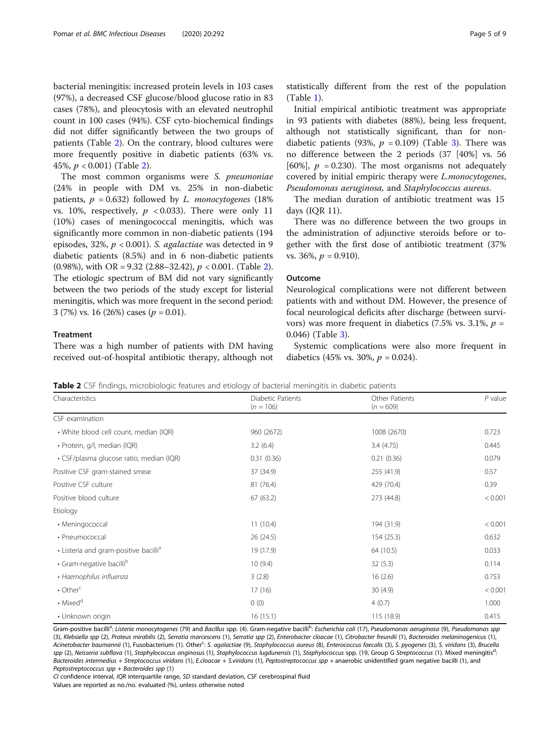bacterial meningitis: increased protein levels in 103 cases (97%), a decreased CSF glucose/blood glucose ratio in 83 cases (78%), and pleocytosis with an elevated neutrophil count in 100 cases (94%). CSF cyto-biochemical findings did not differ significantly between the two groups of patients (Table 2). On the contrary, blood cultures were more frequently positive in diabetic patients (63% vs. 45%, $p < 0.001$) (Table 2).

The most common organisms were *S. pneumoniae* (24% in people with DM vs. 25% in non-diabetic patients, $p = 0.632$) followed by *L. monocytogenes* (18% vs. 10%, respectively, $p < 0.033$). There were only 11 (10%) cases of meningococcal meningitis, which was significantly more common in non-diabetic patients (194 episodes, 32%, $p < 0.001$). *S. agalactiae* was detected in 9 diabetic patients (8.5%) and in 6 non-diabetic patients (0.98%), with OR = 9.32 (2.88–32.42), $p < 0.001$. (Table 2). The etiologic spectrum of BM did not vary significantly between the two periods of the study except for listerial meningitis, which was more frequent in the second period: 3 (7%) vs. 16 (26%) cases ($p = 0.01$).

### Treatment

There was a high number of patients with DM having received out-of-hospital antibiotic therapy, although not statistically different from the rest of the population (Table 1).

Initial empirical antibiotic treatment was appropriate in 93 patients with diabetes (88%), being less frequent, although not statistically significant, than for non-diabetic patients (93%, $p = 0.109$) (Table 3). There was no difference between the 2 periods (37 [40%] vs. 56 [60%], $p = 0.230$). The most organisms not adequately covered by initial empiric therapy were *L.monocytogenes*, *Pseudomonas aeruginosa,* and *Staphylococcus aureus*.

The median duration of antibiotic treatment was 15 days (IQR 11).

There was no difference between the two groups in the administration of adjunctive steroids before or together with the first dose of antibiotic treatment (37% vs. 36%, $p = 0.910$).

### Outcome

Neurological complications were not different between patients with and without DM. However, the presence of focal neurological deficits after discharge (between survivors) was more frequent in diabetics (7.5% vs. 3.1%, $p = 0.046$) (Table 3).

Systemic complications were also more frequent in diabetics (45% vs. 30%, $p = 0.024$).

**Table 2** CSF findings, microbiologic features and etiology of bacterial meningitis in diabetic patients

| Characteristics | Diabetic Patients ($n = 106$) | Other Patients ($n = 609$) | *P* value |
|---|---|---|---|
| CSF examination | | | |
| • White blood cell count, median (IQR) | 960 (2672) | 1008 (2670) | 0.723 |
| • Protein, g/l, median (IQR) | 3.2 (6.4) | 3.4 (4.75) | 0.445 |
| • CSF/plasma glucose ratio, median (IQR) | 0.31 (0.36) | 0.21 (0.36) | 0.079 |
| Positive CSF gram-stained smear | 37 (34.9) | 255 (41.9) | 0.57 |
| Positive CSF culture | 81 (76.4) | 429 (70.4) | 0.39 |
| Positive blood culture | 67 (63.2) | 273 (44.8) | < 0.001 |
| Etiology | | | |
| • Meningococcal | 11 (10.4) | 194 (31.9) | < 0.001 |
| • Pneumococcal | 26 (24.5) | 154 (25.3) | 0.632 |
| • Listeria and gram-positive bacilli[a] | 19 (17.9) | 64 (10.5) | 0.033 |
| • Gram-negative bacilli[b] | 10 (9.4) | 32 (5.3) | 0.114 |
| • *Haemophilus influenza* | 3 (2.8) | 16 (2.6) | 0.753 |
| • Other[c] | 17 (16) | 30 (4.9) | < 0.001 |
| • Mixed[d] | 0 (0) | 4 (0.7) | 1.000 |
| • Unknown origin | 16 (15.1) | 115 (18.9) | 0.415 |

Gram-positive bacilli[a]: *Listeria monocytogenes* (79) and *Bacillus* spp. (4). Gram-negative bacilli[b]: *Escherichia coli* (17), *Pseudomonas aeruginosa* (9), *Pseudomonas spp* (3), *Klebsiella spp* (2), *Proteus mirabilis* (2), *Serratia marcescens* (1), *Serratia spp* (2), *Enterobacter cloacae* (1), *Citrobacter freundii* (1), *Bacteroides melaninogenicus* (1), *Acinetobacter baumannii* (1), Fusobacterium (1). Other[c]: *S. agalactiae* (9), *Staphylococcus aureus* (8), *Enterococcus faecalis* (3), *S. pyogenes* (3), *S. viridans* (3), *Brucella spp* (2), *Neisseria subflava* (1), *Staphylococcus anginosus* (1), *Staphylococcus lugdunensis* (1), *Staphylococcus* spp. (19, Group G *Streptococcus* (1). Mixed meningitis[d]: *Bacteroides intermedius + Streptococcus viridans* (1), *E.cloacae + S.viridans* (1), *Peptostreptococcus spp* + anaerobic unidentified gram negative bacilli (1), and *Peptostreptococcus spp + Bacteroides spp* (1)

*CI* confidence interval, *IQR* interquartile range, *SD* standard deviation, *CSF* cerebrospinal fluid

Values are reported as no./no. evaluated (%), unless otherwise noted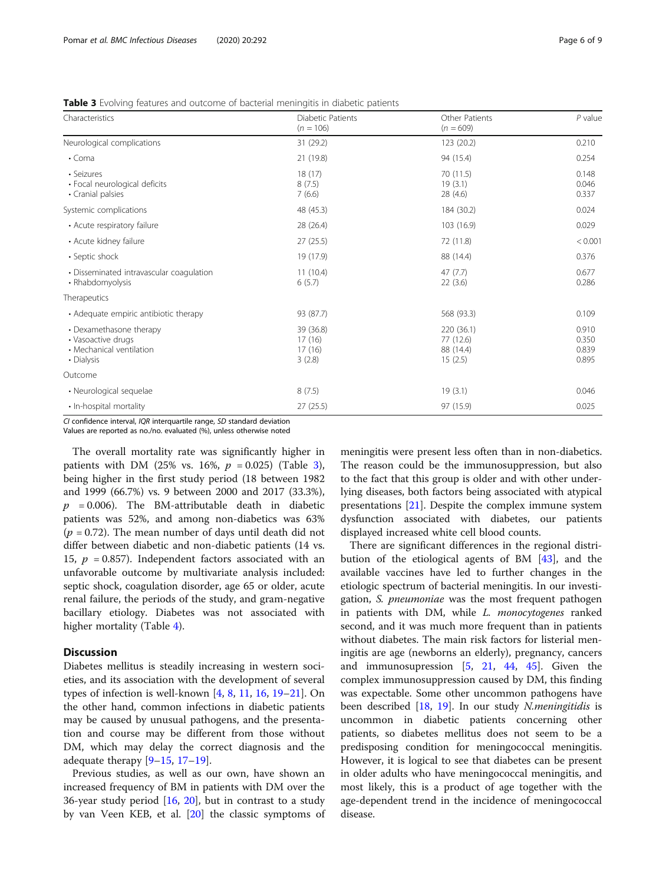**Table 3** Evolving features and outcome of bacterial meningitis in diabetic patients

| Characteristics | Diabetic Patients ($n = 106$) | Other Patients ($n = 609$) | *P* value |
|---|---|---|---|
| Neurological complications | 31 (29.2) | 123 (20.2) | 0.210 |
| • Coma | 21 (19.8) | 94 (15.4) | 0.254 |
| • Seizures | 18 (17) | 70 (11.5) | 0.148 |
| • Focal neurological deficits | 8 (7.5) | 19 (3.1) | 0.046 |
| • Cranial palsies | 7 (6.6) | 28 (4.6) | 0.337 |
| Systemic complications | 48 (45.3) | 184 (30.2) | 0.024 |
| • Acute respiratory failure | 28 (26.4) | 103 (16.9) | 0.029 |
| • Acute kidney failure | 27 (25.5) | 72 (11.8) | < 0.001 |
| • Septic shock | 19 (17.9) | 88 (14.4) | 0.376 |
| • Disseminated intravascular coagulation | 11 (10.4) | 47 (7.7) | 0.677 |
| • Rhabdomyolysis | 6 (5.7) | 22 (3.6) | 0.286 |
| Therapeutics | | | |
| • Adequate empiric antibiotic therapy | 93 (87.7) | 568 (93.3) | 0.109 |
| • Dexamethasone therapy | 39 (36.8) | 220 (36.1) | 0.910 |
| • Vasoactive drugs | 17 (16) | 77 (12.6) | 0.350 |
| • Mechanical ventilation | 17 (16) | 88 (14.4) | 0.839 |
| • Dialysis | 3 (2.8) | 15 (2.5) | 0.895 |
| Outcome | | | |
| • Neurological sequelae | 8 (7.5) | 19 (3.1) | 0.046 |
| • In-hospital mortality | 27 (25.5) | 97 (15.9) | 0.025 |

*CI* confidence interval, *IQR* interquartile range, *SD* standard deviation
Values are reported as no./no. evaluated (%), unless otherwise noted

The overall mortality rate was significantly higher in patients with DM (25% vs. 16%, $p = 0.025$) (Table 3), being higher in the first study period (18 between 1982 and 1999 (66.7%) vs. 9 between 2000 and 2017 (33.3%), $p = 0.006$). The BM-attributable death in diabetic patients was 52%, and among non-diabetics was 63% ($p = 0.72$). The mean number of days until death did not differ between diabetic and non-diabetic patients (14 vs. 15, $p = 0.857$). Independent factors associated with an unfavorable outcome by multivariate analysis included: septic shock, coagulation disorder, age 65 or older, acute renal failure, the periods of the study, and gram-negative bacillary etiology. Diabetes was not associated with higher mortality (Table 4).

## Discussion

Diabetes mellitus is steadily increasing in western societies, and its association with the development of several types of infection is well-known [4, 8, 11, 16, 19–21]. On the other hand, common infections in diabetic patients may be caused by unusual pathogens, and the presentation and course may be different from those without DM, which may delay the correct diagnosis and the adequate therapy [9–15, 17–19].

Previous studies, as well as our own, have shown an increased frequency of BM in patients with DM over the 36-year study period [16, 20], but in contrast to a study by van Veen KEB, et al. [20] the classic symptoms of meningitis were present less often than in non-diabetics. The reason could be the immunosuppression, but also to the fact that this group is older and with other underlying diseases, both factors being associated with atypical presentations [21]. Despite the complex immune system dysfunction associated with diabetes, our patients displayed increased white cell blood counts.

There are significant differences in the regional distribution of the etiological agents of BM [43], and the available vaccines have led to further changes in the etiologic spectrum of bacterial meningitis. In our investigation, *S. pneumoniae* was the most frequent pathogen in patients with DM, while *L. monocytogenes* ranked second, and it was much more frequent than in patients without diabetes. The main risk factors for listerial meningitis are age (newborns an elderly), pregnancy, cancers and immunosupression [5, 21, 44, 45]. Given the complex immunosuppression caused by DM, this finding was expectable. Some other uncommon pathogens have been described [18, 19]. In our study *N.meningitidis* is uncommon in diabetic patients concerning other patients, so diabetes mellitus does not seem to be a predisposing condition for meningococcal meningitis. However, it is logical to see that diabetes can be present in older adults who have meningococcal meningitis, and most likely, this is a product of age together with the age-dependent trend in the incidence of meningococcal disease.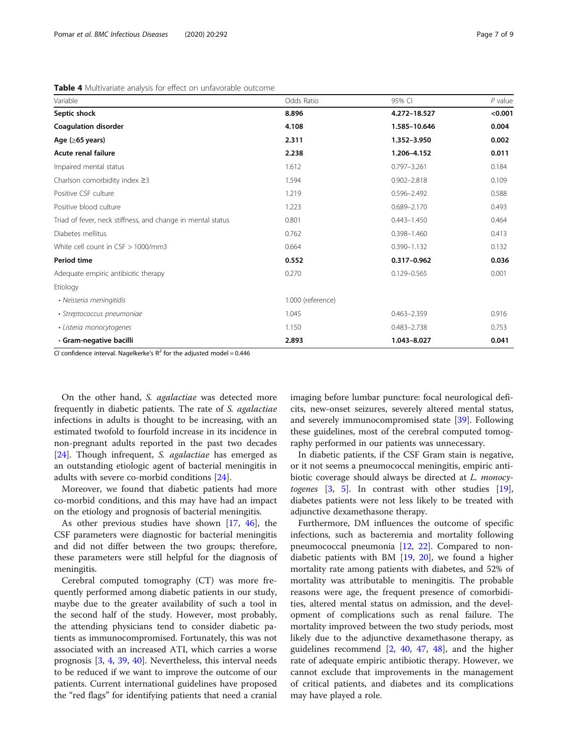**Table 4** Multivariate analysis for effect on unfavorable outcome

| Variable | Odds Ratio | 95% CI | *P* value |
| --- | --- | --- | --- |
| **Septic shock** | **8.896** | **4.272–18.527** | **<0.001** |
| **Coagulation disorder** | **4.108** | **1.585–10.646** | **0.004** |
| **Age (≥65 years)** | **2.311** | **1.352–3.950** | **0.002** |
| **Acute renal failure** | **2.238** | **1.206–4.152** | **0.011** |
| Impaired mental status | 1.612 | 0.797–3.261 | 0.184 |
| Charlson comorbidity index ≥3 | 1.594 | 0.902–2.818 | 0.109 |
| Positive CSF culture | 1.219 | 0.596–2.492 | 0.588 |
| Positive blood culture | 1.223 | 0.689–2.170 | 0.493 |
| Triad of fever, neck stiffness, and change in mental status | 0.801 | 0.443–1.450 | 0.464 |
| Diabetes mellitus | 0.762 | 0.398–1.460 | 0.413 |
| White cell count in CSF > 1000/mm3 | 0.664 | 0.390–1.132 | 0.132 |
| **Period time** | **0.552** | **0.317–0.962** | **0.036** |
| Adequate empiric antibiotic therapy | 0.270 | 0.129–0.565 | 0.001 |
| Etiology | | | |
| • *Neisseria meningitidis* | 1.000 (reference) | | |
| • *Streptococcus pneumoniae* | 1.045 | 0.463–2.359 | 0.916 |
| • *Listeria monocytogenes* | 1.150 | 0.483–2.738 | 0.753 |
| **• Gram-negative bacilli** | **2.893** | **1.043–8.027** | **0.041** |

*CI* confidence interval. Nagelkerke's $R^2$ for the adjusted model = 0.446

On the other hand, *S. agalactiae* was detected more frequently in diabetic patients. The rate of *S. agalactiae* infections in adults is thought to be increasing, with an estimated twofold to fourfold increase in its incidence in non-pregnant adults reported in the past two decades [24]. Though infrequent, *S. agalactiae* has emerged as an outstanding etiologic agent of bacterial meningitis in adults with severe co-morbid conditions [24].

Moreover, we found that diabetic patients had more co-morbid conditions, and this may have had an impact on the etiology and prognosis of bacterial meningitis.

As other previous studies have shown [17, 46], the CSF parameters were diagnostic for bacterial meningitis and did not differ between the two groups; therefore, these parameters were still helpful for the diagnosis of meningitis.

Cerebral computed tomography (CT) was more frequently performed among diabetic patients in our study, maybe due to the greater availability of such a tool in the second half of the study. However, most probably, the attending physicians tend to consider diabetic patients as immunocompromised. Fortunately, this was not associated with an increased ATI, which carries a worse prognosis [3, 4, 39, 40]. Nevertheless, this interval needs to be reduced if we want to improve the outcome of our patients. Current international guidelines have proposed the "red flags" for identifying patients that need a cranial imaging before lumbar puncture: focal neurological deficits, new-onset seizures, severely altered mental status, and severely immunocompromised state [39]. Following these guidelines, most of the cerebral computed tomography performed in our patients was unnecessary.

In diabetic patients, if the CSF Gram stain is negative, or it not seems a pneumococcal meningitis, empiric antibiotic coverage should always be directed at *L. monocytogenes* [3, 5]. In contrast with other studies [19], diabetes patients were not less likely to be treated with adjunctive dexamethasone therapy.

Furthermore, DM influences the outcome of specific infections, such as bacteremia and mortality following pneumococcal pneumonia [12, 22]. Compared to non-diabetic patients with BM [19, 20], we found a higher mortality rate among patients with diabetes, and 52% of mortality was attributable to meningitis. The probable reasons were age, the frequent presence of comorbidities, altered mental status on admission, and the development of complications such as renal failure. The mortality improved between the two study periods, most likely due to the adjunctive dexamethasone therapy, as guidelines recommend [2, 40, 47, 48], and the higher rate of adequate empiric antibiotic therapy. However, we cannot exclude that improvements in the management of critical patients, and diabetes and its complications may have played a role.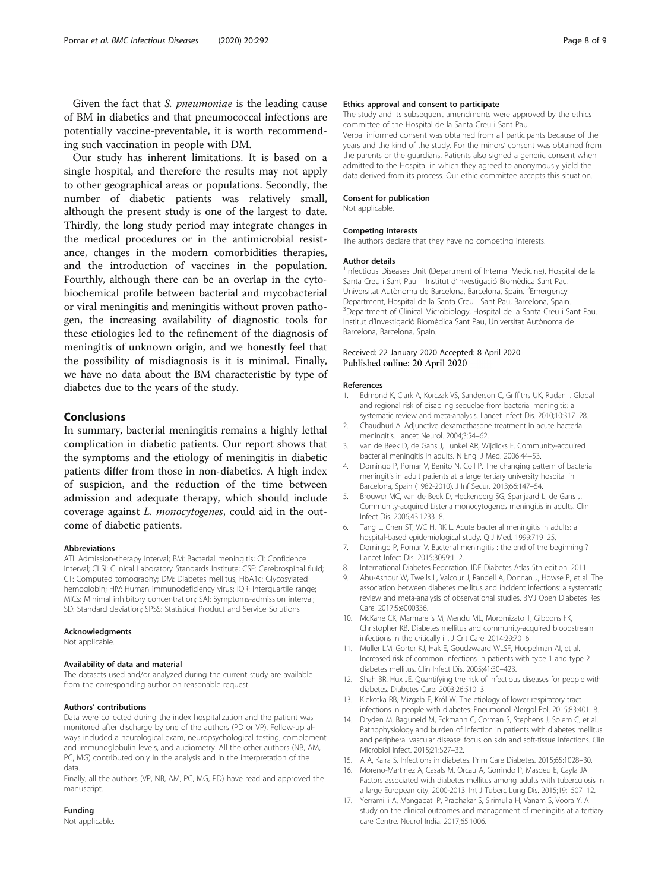Given the fact that *S. pneumoniae* is the leading cause of BM in diabetics and that pneumococcal infections are potentially vaccine-preventable, it is worth recommending such vaccination in people with DM.

Our study has inherent limitations. It is based on a single hospital, and therefore the results may not apply to other geographical areas or populations. Secondly, the number of diabetic patients was relatively small, although the present study is one of the largest to date. Thirdly, the long study period may integrate changes in the medical procedures or in the antimicrobial resistance, changes in the modern comorbidities therapies, and the introduction of vaccines in the population. Fourthly, although there can be an overlap in the cyto-biochemical profile between bacterial and mycobacterial or viral meningitis and meningitis without proven pathogen, the increasing availability of diagnostic tools for these etiologies led to the refinement of the diagnosis of meningitis of unknown origin, and we honestly feel that the possibility of misdiagnosis is it is minimal. Finally, we have no data about the BM characteristic by type of diabetes due to the years of the study.

## Conclusions

In summary, bacterial meningitis remains a highly lethal complication in diabetic patients. Our report shows that the symptoms and the etiology of meningitis in diabetic patients differ from those in non-diabetics. A high index of suspicion, and the reduction of the time between admission and adequate therapy, which should include coverage against *L. monocytogenes*, could aid in the outcome of diabetic patients.

#### Abbreviations

ATI: Admission-therapy interval; BM: Bacterial meningitis; CI: Confidence interval; CLSI: Clinical Laboratory Standards Institute; CSF: Cerebrospinal fluid; CT: Computed tomography; DM: Diabetes mellitus; HbA1c: Glycosylated hemoglobin; HIV: Human immunodeficiency virus; IQR: Interquartile range; MICs: Minimal inhibitory concentration; SAI: Symptoms-admission interval; SD: Standard deviation; SPSS: Statistical Product and Service Solutions

#### Acknowledgments

Not applicable.

#### Availability of data and material

The datasets used and/or analyzed during the current study are available from the corresponding author on reasonable request.

#### Authors' contributions

Data were collected during the index hospitalization and the patient was monitored after discharge by one of the authors (PD or VP). Follow-up always included a neurological exam, neuropsychological testing, complement and immunoglobulin levels, and audiometry. All the other authors (NB, AM, PC, MG) contributed only in the analysis and in the interpretation of the data.

Finally, all the authors (VP, NB, AM, PC, MG, PD) have read and approved the manuscript.

#### Funding

Not applicable.

#### Ethics approval and consent to participate

The study and its subsequent amendments were approved by the ethics committee of the Hospital de la Santa Creu i Sant Pau.

Verbal informed consent was obtained from all participants because of the years and the kind of the study. For the minors' consent was obtained from the parents or the guardians. Patients also signed a generic consent when admitted to the Hospital in which they agreed to anonymously yield the data derived from its process. Our ethic committee accepts this situation.

#### Consent for publication

Not applicable.

#### Competing interests

The authors declare that they have no competing interests.

#### Author details

[1]Infectious Diseases Unit (Department of Internal Medicine), Hospital de la Santa Creu i Sant Pau – Institut d'Investigació Biomèdica Sant Pau. Universitat Autònoma de Barcelona, Barcelona, Spain. [2]Emergency Department, Hospital de la Santa Creu i Sant Pau, Barcelona, Spain. [3]Department of Clinical Microbiology, Hospital de la Santa Creu i Sant Pau. – Institut d'Investigació Biomèdica Sant Pau, Universitat Autònoma de Barcelona, Barcelona, Spain.

Received: 22 January 2020 Accepted: 8 April 2020
Published online: 20 April 2020

#### References

1. Edmond K, Clark A, Korczak VS, Sanderson C, Griffiths UK, Rudan I. Global and regional risk of disabling sequelae from bacterial meningitis: a systematic review and meta-analysis. Lancet Infect Dis. 2010;10:317–28.
2. Chaudhuri A. Adjunctive dexamethasone treatment in acute bacterial meningitis. Lancet Neurol. 2004;3:54–62.
3. van de Beek D, de Gans J, Tunkel AR, Wijdicks E. Community-acquired bacterial meningitis in adults. N Engl J Med. 2006:44–53.
4. Domingo P, Pomar V, Benito N, Coll P. The changing pattern of bacterial meningitis in adult patients at a large tertiary university hospital in Barcelona, Spain (1982-2010). J Inf Secur. 2013;66:147–54.
5. Brouwer MC, van de Beek D, Heckenberg SG, Spanjaard L, de Gans J. Community-acquired Listeria monocytogenes meningitis in adults. Clin Infect Dis. 2006;43:1233–8.
6. Tang L, Chen ST, WC H, RK L. Acute bacterial meningitis in adults: a hospital-based epidemiological study. Q J Med. 1999:719–25.
7. Domingo P, Pomar V. Bacterial meningitis : the end of the beginning ? Lancet Infect Dis. 2015;3099:1–2.
8. International Diabetes Federation. IDF Diabetes Atlas 5th edition. 2011.
9. Abu-Ashour W, Twells L, Valcour J, Randell A, Donnan J, Howse P, et al. The association between diabetes mellitus and incident infections: a systematic review and meta-analysis of observational studies. BMJ Open Diabetes Res Care. 2017;5:e000336.
10. McKane CK, Marmarelis M, Mendu ML, Moromizato T, Gibbons FK, Christopher KB. Diabetes mellitus and community-acquired bloodstream infections in the critically ill. J Crit Care. 2014;29:70–6.
11. Muller LM, Gorter KJ, Hak E, Goudzwaard WLSF, Hoepelman AI, et al. Increased risk of common infections in patients with type 1 and type 2 diabetes mellitus. Clin Infect Dis. 2005;41:30–423.
12. Shah BR, Hux JE. Quantifying the risk of infectious diseases for people with diabetes. Diabetes Care. 2003;26:510–3.
13. Klekotka RB, Mizgała E, Król W. The etiology of lower respiratory tract infections in people with diabetes. Pneumonol Alergol Pol. 2015;83:401–8.
14. Dryden M, Baguneid M, Eckmann C, Corman S, Stephens J, Solem C, et al. Pathophysiology and burden of infection in patients with diabetes mellitus and peripheral vascular disease: focus on skin and soft-tissue infections. Clin Microbiol Infect. 2015;21:S27–32.
15. A A, Kalra S. Infections in diabetes. Prim Care Diabetes. 2015;65:1028–30.
16. Moreno-Martinez A, Casals M, Orcau A, Gorrindo P, Masdeu E, Cayla JA. Factors associated with diabetes mellitus among adults with tuberculosis in a large European city, 2000-2013. Int J Tuberc Lung Dis. 2015;19:1507–12.
17. Yerramilli A, Mangapati P, Prabhakar S, Sirimulla H, Vanam S, Voora Y. A study on the clinical outcomes and management of meningitis at a tertiary care Centre. Neurol India. 2017;65:1006.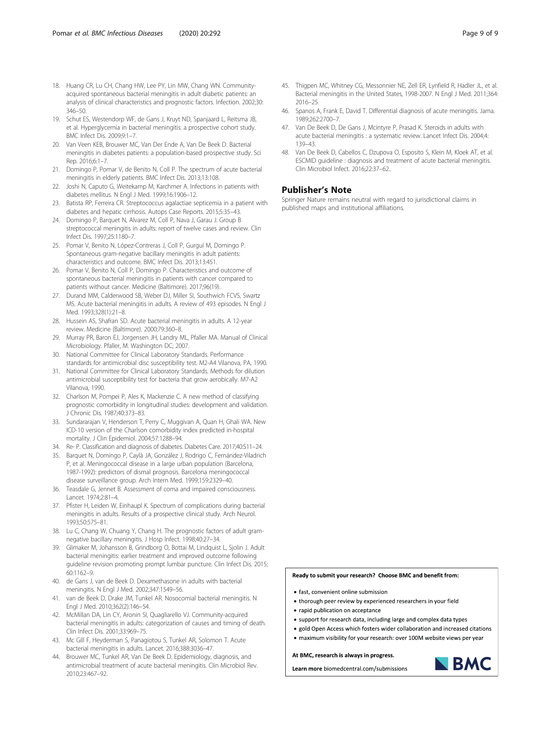18. Huang CR, Lu CH, Chang HW, Lee PY, Lin MW, Chang WN. Community-acquired spontaneous bacterial meningitis in adult diabetic patients: an analysis of clinical characteristics and prognostic factors. Infection. 2002;30: 346–50.
19. Schut ES, Westendorp WF, de Gans J, Kruyt ND, Spanjaard L, Reitsma JB, et al. Hyperglycemia in bacterial meningitis: a prospective cohort study. BMC Infect Dis. 2009;9:1–7.
20. Van Veen KEB, Brouwer MC, Van Der Ende A, Van De Beek D. Bacterial meningitis in diabetes patients: a population-based prospective study. Sci Rep. 2016;6:1–7.
21. Domingo P, Pomar V, de Benito N, Coll P. The spectrum of acute bacterial meningitis in elderly patients. BMC Infect Dis. 2013;13:108.
22. Joshi N, Caputo G, Weitekamp M, Karchmer A. Infections in patients with diabetes mellitus. N Engl J Med. 1999;16:1906–12.
23. Batista RP, Ferreira CR. Streptococcus agalactiae septicemia in a patient with diabetes and hepatic cirrhosis. Autops Case Reports. 2015;5:35–43.
24. Domingo P, Barquet N, Alvarez M, Coll P, Nava J, Garau J. Group B streptococcal meningitis in adults: report of twelve cases and review. Clin Infect Dis. 1997;25:1180–7.
25. Pomar V, Benito N, López-Contreras J, Coll P, Gurguí M, Domingo P. Spontaneous gram-negative bacillary meningitis in adult patients: characteristics and outcome. BMC Infect Dis. 2013;13:451.
26. Pomar V, Benito N, Coll P, Domingo P. Characteristics and outcome of spontaneous bacterial meningitis in patients with cancer compared to patients without cancer. Medicine (Baltimore). 2017;96(19).
27. Durand MM, Calderwood SB, Weber DJ, Miller SI, Southwich FCVS, Swartz MS. Acute bacterial meningitis in adults. A review of 493 episodes. N Engl J Med. 1993;328(1):21–8.
28. Hussein AS, Shafran SD. Acute bacterial meningitis in adults. A 12-year review. Medicine (Baltimore). 2000;79:360–8.
29. Murray PR, Baron EJ, Jorgensen JH, Landry ML, Pfaller MA. Manual of Clinical Microbiology. Pfaller, M. Washington DC; 2007.
30. National Committee for Clinical Laboratory Standards. Performance standards for antimicrobial disc susceptibility test. M2-A4 Vilanova, PA, 1990.
31. National Committee for Clinical Laboratory Standards. Methods for dilution antimicrobial susceptibility test for bacteria that grow aerobically. M7-A2 Vilanova, 1990.
32. Charlson M, Pompei P, Ales K, Mackenzie C. A new method of classifying prognostic comorbidity in longitudinal studies: development and validation. J Chronic Dis. 1987;40:373–83.
33. Sundararajan V, Henderson T, Perry C, Muggivan A, Quan H, Ghali WA. New ICD-10 version of the Charlson comorbidity index predicted in-hospital mortality. J Clin Epidemiol. 2004;57:1288–94.
34. Re- P. Classification and diagnosis of diabetes. Diabetes Care. 2017;40:S11–24.
35. Barquet N, Domingo P, Caylà JA, González J, Rodrigo C, Fernández-Viladrich P, et al. Meningococcal disease in a large urban population (Barcelona, 1987-1992): predictors of dismal prognosis. Barcelona meningococcal disease surveillance group. Arch Intern Med. 1999;159:2329–40.
36. Teasdale G, Jennet B. Assessment of coma and impaired consciousness. Lancet. 1974;2:81–4.
37. Pfister H, Leiden W, Einhaupl K. Spectrum of complications during bacterial meningitis in adults. Results of a prospective clinical study. Arch Neurol. 1993;50:575–81.
38. Lu C, Chang W, Chuang Y, Chang H. The prognostic factors of adult gram-negative bacillary meningitis. J Hosp Infect. 1998;40:27–34.
39. Glimaker M, Johansson B, Grindborg O, Bottai M, Lindquist L, Sjolin J. Adult bacterial meningitis: earlier treatment and improved outcome following guideline revision promoting prompt lumbar puncture. Clin Infect Dis. 2015; 60:1162–9.
40. de Gans J, van de Beek D. Dexamethasone in adults with bacterial meningitis. N Engl J Med. 2002;347:1549–56.
41. van de Beek D, Drake JM, Tunkel AR. Nosocomial bacterial meningitis. N Engl J Med. 2010;362(2):146–54.
42. McMillan DA, Lin CY, Aronin SI, Quagliarello VJ. Community-acquired bacterial meningitis in adults: categorization of causes and timing of death. Clin Infect Dis. 2001;33:969–75.
43. Mc Gill F, Heyderman S, Panagiotou S, Tunkel AR, Solomon T. Acute bacterial meningitis in adults. Lancet. 2016;388:3036–47.
44. Brouwer MC, Tunkel AR, Van De Beek D. Epidemiology, diagnosis, and antimicrobial treatment of acute bacterial meningitis. Clin Microbiol Rev. 2010;23:467–92.
45. Thigpen MC, Whitney CG, Messonnier NE, Zell ER, Lynfield R, Hadler JL, et al. Bacterial meningitis in the United States, 1998-2007. N Engl J Med. 2011;364: 2016–25.
46. Spanos A, Frank E, David T. Differential diagnosis of acute meningitis. Jama. 1989;262:2700–7.
47. Van De Beek D, De Gans J, Mcintyre P, Prasad K. Steroids in adults with acute bacterial meningitis : a systematic review. Lancet Infect Dis. 2004;4: 139–43.
48. Van De Beek D, Cabellos C, Dzupova O, Esposito S, Klein M, Kloek AT, et al. ESCMID guideline : diagnosis and treatment of acute bacterial meningitis. Clin Microbiol Infect. 2016;22:37–62..

## Publisher's Note

Springer Nature remains neutral with regard to jurisdictional claims in published maps and institutional affiliations.

**Ready to submit your research? Choose BMC and benefit from:**

- fast, convenient online submission
- thorough peer review by experienced researchers in your field
- rapid publication on acceptance
- support for research data, including large and complex data types
- gold Open Access which fosters wider collaboration and increased citations
- maximum visibility for your research: over 100M website views per year

**At BMC, research is always in progress.**

**Learn more** biomedcentral.com/submissions

BMC